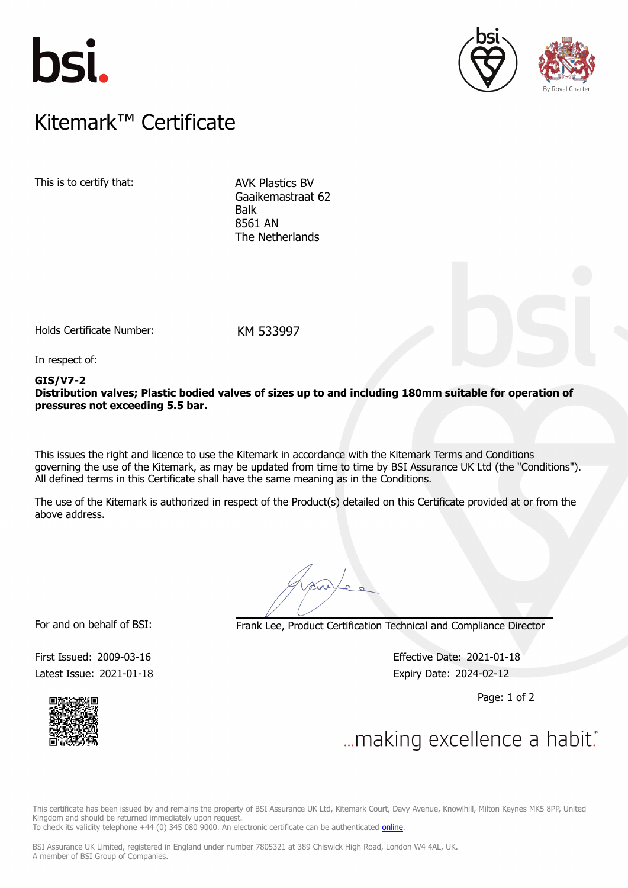# Kitemark™ Certificate

This is to certify that:

AVK Plastics BV
Gaaikemastraat 62
Balk
8561 AN
The Netherlands

Holds Certificate Number: KM 533997

In respect of:

**GIS/V7-2**
**Distribution valves; Plastic bodied valves of sizes up to and including 180mm suitable for operation of pressures not exceeding 5.5 bar.**

This issues the right and licence to use the Kitemark in accordance with the Kitemark Terms and Conditions governing the use of the Kitemark, as may be updated from time to time by BSI Assurance UK Ltd (the "Conditions"). All defined terms in this Certificate shall have the same meaning as in the Conditions.

The use of the Kitemark is authorized in respect of the Product(s) detailed on this Certificate provided at or from the above address.

For and on behalf of BSI: Frank Lee, Product Certification Technical and Compliance Director

First Issued: 2009-03-16
Latest Issue: 2021-01-18

Effective Date: 2021-01-18
Expiry Date: 2024-02-12

...making excellence a habit.™

This certificate has been issued by and remains the property of BSI Assurance UK Ltd, Kitemark Court, Davy Avenue, Knowlhill, Milton Keynes MK5 8PP, United Kingdom and should be returned immediately upon request.
To check its validity telephone +44 (0) 345 080 9000. An electronic certificate can be authenticated online.

BSI Assurance UK Limited, registered in England under number 7805321 at 389 Chiswick High Road, London W4 4AL, UK.
A member of BSI Group of Companies.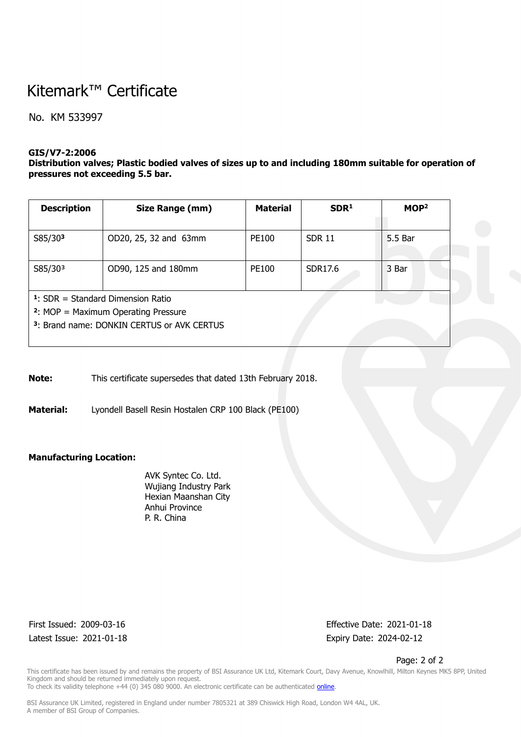# Kitemark™ Certificate

No. KM 533997

**GIS/V7-2:2006**
**Distribution valves; Plastic bodied valves of sizes up to and including 180mm suitable for operation of pressures not exceeding 5.5 bar.**

| Description | Size Range (mm) | Material | SDR[1] | MOP[2] |
|---|---|---|---|---|
| S85/30[3] | OD20, 25, 32 and 63mm | PE100 | SDR 11 | 5.5 Bar |
| S85/30[3] | OD90, 125 and 180mm | PE100 | SDR17.6 | 3 Bar |

[1]: SDR = Standard Dimension Ratio
[2]: MOP = Maximum Operating Pressure
[3]: Brand name: DONKIN CERTUS or AVK CERTUS

**Note:** This certificate supersedes that dated 13th February 2018.

**Material:** Lyondell Basell Resin Hostalen CRP 100 Black (PE100)

**Manufacturing Location:**

AVK Syntec Co. Ltd.
Wujiang Industry Park
Hexian Maanshan City
Anhui Province
P. R. China

First Issued: 2009-03-16
Latest Issue: 2021-01-18

Effective Date: 2021-01-18
Expiry Date: 2024-02-12

This certificate has been issued by and remains the property of BSI Assurance UK Ltd, Kitemark Court, Davy Avenue, Knowlhill, Milton Keynes MK5 8PP, United Kingdom and should be returned immediately upon request.
To check its validity telephone +44 (0) 345 080 9000. An electronic certificate can be authenticated online.

BSI Assurance UK Limited, registered in England under number 7805321 at 389 Chiswick High Road, London W4 4AL, UK.
A member of BSI Group of Companies.